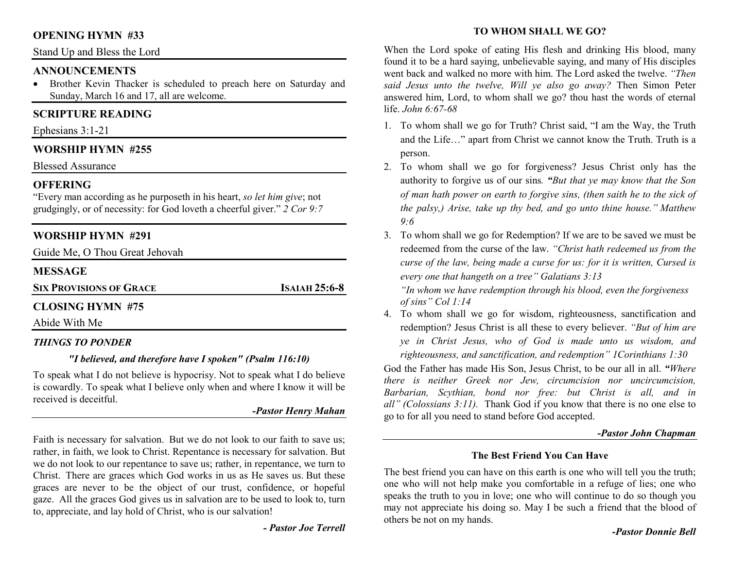## OPENING HYMN #33

Stand Up and Bless the Lord

## ANNOUNCEMENTS

- Brother Kevin Thacker is scheduled to preach here on Saturday and Sunday, March 16 and 17, all are welcome.

## SCRIPTURE READING

Ephesians 3:1-21

## WORSHIP HYMN #255

Blessed Assurance

## OFFERING

"Every man according as he purposeth in his heart, *so let him give*; not grudgingly, or of necessity: for God loveth a cheerful giver." *2 Cor 9:7*

## WORSHIP HYMN #291

Guide Me, O Thou Great Jehovah

## MESSAGE

**SIX PROVISIONS OF GRACE** — **ISAIAH 25:6-8**

## CLOSING HYMN #75

Abide With Me

### *THINGS TO PONDER*

***"I believed, and therefore have I spoken" (Psalm 116:10)***

To speak what I do not believe is hypocrisy. Not to speak what I do believe is cowardly. To speak what I believe only when and where I know it will be received is deceitful.

***-Pastor Henry Mahan***

---

Faith is necessary for salvation. But we do not look to our faith to save us; rather, in faith, we look to Christ. Repentance is necessary for salvation. But we do not look to our repentance to save us; rather, in repentance, we turn to Christ. There are graces which God works in us as He saves us. But these graces are never to be the object of our trust, confidence, or hopeful gaze. All the graces God gives us in salvation are to be used to look to, turn to, appreciate, and lay hold of Christ, who is our salvation!

***- Pastor Joe Terrell***

### TO WHOM SHALL WE GO?

When the Lord spoke of eating His flesh and drinking His blood, many found it to be a hard saying, unbelievable saying, and many of His disciples went back and walked no more with him. The Lord asked the twelve. *"Then said Jesus unto the twelve, Will ye also go away?* Then Simon Peter answered him, Lord, to whom shall we go? thou hast the words of eternal life. *John 6:67-68*

1. To whom shall we go for Truth? Christ said, "I am the Way, the Truth and the Life…" apart from Christ we cannot know the Truth. Truth is a person.
2. To whom shall we go for forgiveness? Jesus Christ only has the authority to forgive us of our sins. ***"****But that ye may know that the Son of man hath power on earth to forgive sins, (then saith he to the sick of the palsy,) Arise, take up thy bed, and go unto thine house." Matthew 9:6*
3. To whom shall we go for Redemption? If we are to be saved we must be redeemed from the curse of the law. *"Christ hath redeemed us from the curse of the law, being made a curse for us: for it is written, Cursed is every one that hangeth on a tree" Galatians 3:13*
   *"In whom we have redemption through his blood, even the forgiveness of sins" Col 1:14*
4. To whom shall we go for wisdom, righteousness, sanctification and redemption? Jesus Christ is all these to every believer. *"But of him are ye in Christ Jesus, who of God is made unto us wisdom, and righteousness, and sanctification, and redemption" 1Corinthians 1:30*

God the Father has made His Son, Jesus Christ, to be our all in all. ***"****Where there is neither Greek nor Jew, circumcision nor uncircumcision, Barbarian, Scythian, bond nor free: but Christ is all, and in all" (Colossians 3:11).* Thank God if you know that there is no one else to go to for all you need to stand before God accepted.

***-Pastor John Chapman***

---

### The Best Friend You Can Have

The best friend you can have on this earth is one who will tell you the truth; one who will not help make you comfortable in a refuge of lies; one who speaks the truth to you in love; one who will continue to do so though you may not appreciate his doing so. May I be such a friend that the blood of others be not on my hands.

***-Pastor Donnie Bell***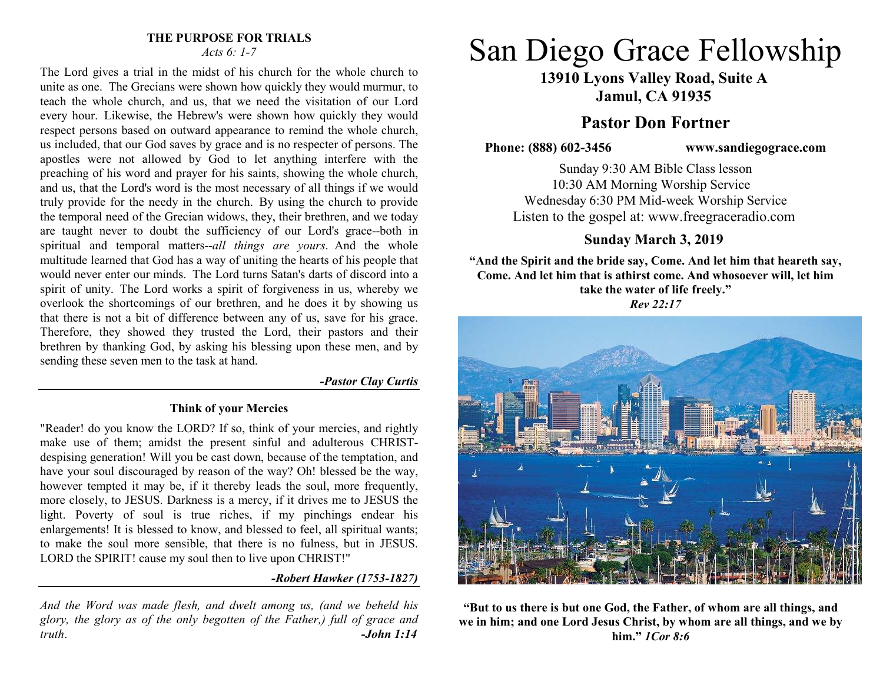### THE PURPOSE FOR TRIALS

*Acts 6: 1-7*

The Lord gives a trial in the midst of his church for the whole church to unite as one. The Grecians were shown how quickly they would murmur, to teach the whole church, and us, that we need the visitation of our Lord every hour. Likewise, the Hebrew's were shown how quickly they would respect persons based on outward appearance to remind the whole church, us included, that our God saves by grace and is no respecter of persons. The apostles were not allowed by God to let anything interfere with the preaching of his word and prayer for his saints, showing the whole church, and us, that the Lord's word is the most necessary of all things if we would truly provide for the needy in the church. By using the church to provide the temporal need of the Grecian widows, they, their brethren, and we today are taught never to doubt the sufficiency of our Lord's grace--both in spiritual and temporal matters--*all things are yours*. And the whole multitude learned that God has a way of uniting the hearts of his people that would never enter our minds. The Lord turns Satan's darts of discord into a spirit of unity. The Lord works a spirit of forgiveness in us, whereby we overlook the shortcomings of our brethren, and he does it by showing us that there is not a bit of difference between any of us, save for his grace. Therefore, they showed they trusted the Lord, their pastors and their brethren by thanking God, by asking his blessing upon these men, and by sending these seven men to the task at hand.

***-Pastor Clay Curtis***

---

### Think of your Mercies

"Reader! do you know the LORD? If so, think of your mercies, and rightly make use of them; amidst the present sinful and adulterous CHRIST-despising generation! Will you be cast down, because of the temptation, and have your soul discouraged by reason of the way? Oh! blessed be the way, however tempted it may be, if it thereby leads the soul, more frequently, more closely, to JESUS. Darkness is a mercy, if it drives me to JESUS the light. Poverty of soul is true riches, if my pinchings endear his enlargements! It is blessed to know, and blessed to feel, all spiritual wants; to make the soul more sensible, that there is no fulness, but in JESUS. LORD the SPIRIT! cause my soul then to live upon CHRIST!"

***-Robert Hawker (1753-1827)***

---

*And the Word was made flesh, and dwelt among us, (and we beheld his glory, the glory as of the only begotten of the Father,) full of grace and truth.* ***-John 1:14***

# San Diego Grace Fellowship

**13910 Lyons Valley Road, Suite A**
**Jamul, CA 91935**

## Pastor Don Fortner

**Phone: (888) 602-3456** **www.sandiegograce.com**

Sunday 9:30 AM Bible Class lesson
10:30 AM Morning Worship Service
Wednesday 6:30 PM Mid-week Worship Service
Listen to the gospel at: www.freegraceradio.com

### Sunday March 3, 2019

**"And the Spirit and the bride say, Come. And let him that heareth say, Come. And let him that is athirst come. And whosoever will, let him take the water of life freely."**
***Rev 22:17***

**"But to us there is but one God, the Father, of whom are all things, and we in him; and one Lord Jesus Christ, by whom are all things, and we by him."** ***1Cor 8:6***